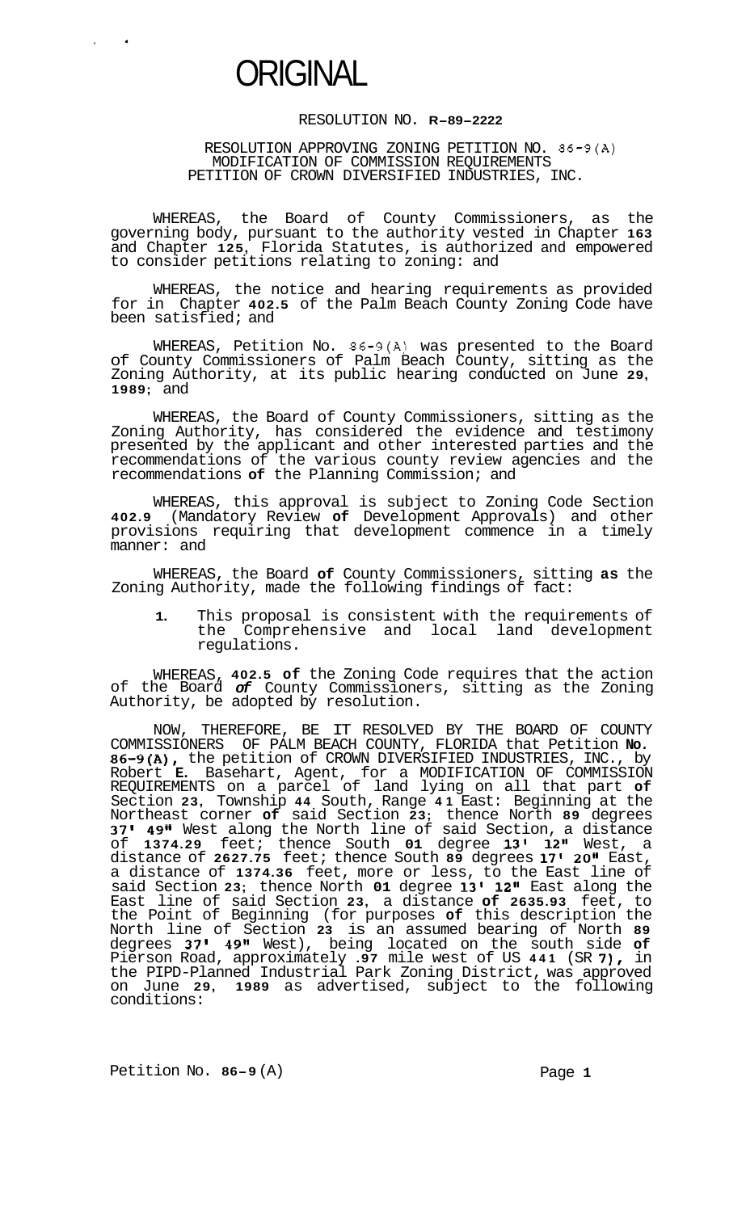# ORIGINAL

RESOLUTION NO. R-89-2222

RESOLUTION APPROVING ZONING PETITION NO. 86-9(A)
MODIFICATION OF COMMISSION REQUIREMENTS
PETITION OF CROWN DIVERSIFIED INDUSTRIES, INC.

WHEREAS, the Board of County Commissioners, as the governing body, pursuant to the authority vested in Chapter 163 and Chapter 125, Florida Statutes, is authorized and empowered to consider petitions relating to zoning: and

WHEREAS, the notice and hearing requirements as provided for in Chapter 402.5 of the Palm Beach County Zoning Code have been satisfied; and

WHEREAS, Petition No. 86-9(A) was presented to the Board of County Commissioners of Palm Beach County, sitting as the Zoning Authority, at its public hearing conducted on June 29, 1989; and

WHEREAS, the Board of County Commissioners, sitting as the Zoning Authority, has considered the evidence and testimony presented by the applicant and other interested parties and the recommendations of the various county review agencies and the recommendations of the Planning Commission; and

WHEREAS, this approval is subject to Zoning Code Section 402.9 (Mandatory Review of Development Approvals) and other provisions requiring that development commence in a timely manner: and

WHEREAS, the Board of County Commissioners, sitting as the Zoning Authority, made the following findings of fact:

1. This proposal is consistent with the requirements of the Comprehensive and local land development regulations.

WHEREAS, 402.5 of the Zoning Code requires that the action of the Board of County Commissioners, sitting as the Zoning Authority, be adopted by resolution.

NOW, THEREFORE, BE IT RESOLVED BY THE BOARD OF COUNTY COMMISSIONERS OF PALM BEACH COUNTY, FLORIDA that Petition No. 86-9(A), the petition of CROWN DIVERSIFIED INDUSTRIES, INC., by Robert E. Basehart, Agent, for a MODIFICATION OF COMMISSION REQUIREMENTS on a parcel of land lying on all that part of Section 23, Township 44 South, Range 41 East: Beginning at the Northeast corner of said Section 23; thence North 89 degrees 37' 49" West along the North line of said Section, a distance of 1374.29 feet; thence South 01 degree 13' 12" West, a distance of 2627.75 feet; thence South 89 degrees 17' 20" East, a distance of 1374.36 feet, more or less, to the East line of said Section 23; thence North 01 degree 13' 12" East along the East line of said Section 23, a distance of 2635.93 feet, to the Point of Beginning (for purposes of this description the North line of Section 23 is an assumed bearing of North 89 degrees 37' 49" West), being located on the south side of Pierson Road, approximately .97 mile west of US 441 (SR 7), in the PIPD-Planned Industrial Park Zoning District, was approved on June 29, 1989 as advertised, subject to the following conditions:

Petition No. 86-9(A)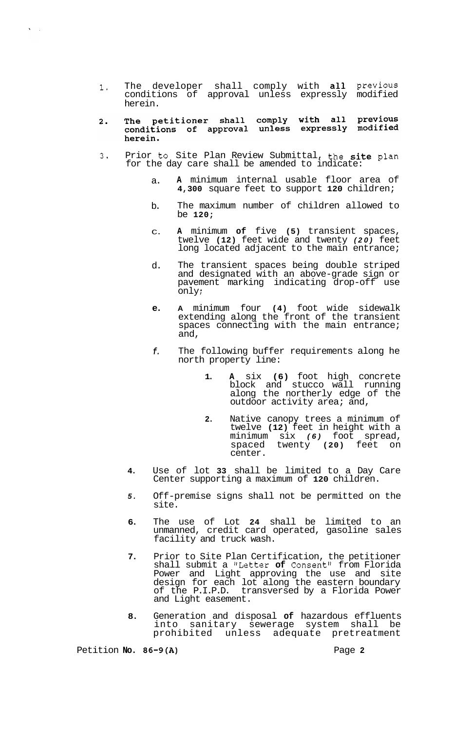1. The developer shall comply with all previous conditions of approval unless expressly modified herein.

2. **The petitioner shall comply with all previous conditions of approval unless expressly modified herein.**

3. Prior to Site Plan Review Submittal, the site plan for the day care shall be amended to indicate:

   a. A minimum internal usable floor area of 4,300 square feet to support 120 children;

   b. The maximum number of children allowed to be 120;

   c. A minimum of five (5) transient spaces, twelve (12) feet wide and twenty (20) feet long located adjacent to the main entrance;

   d. The transient spaces being double striped and designated with an above-grade sign or pavement marking indicating drop-off use only;

   e. A minimum four (4) foot wide sidewalk extending along the front of the transient spaces connecting with the main entrance; and,

   f. The following buffer requirements along he north property line:

      1. A six (6) foot high concrete block and stucco wall running along the northerly edge of the outdoor activity area; and,

      2. Native canopy trees a minimum of twelve (12) feet in height with a minimum six (6) foot spread, spaced twenty (20) feet on center.

4. Use of lot 33 shall be limited to a Day Care Center supporting a maximum of 120 children.

5. Off-premise signs shall not be permitted on the site.

6. The use of Lot 24 shall be limited to an unmanned, credit card operated, gasoline sales facility and truck wash.

7. Prior to Site Plan Certification, the petitioner shall submit a "Letter of Consent" from Florida Power and Light approving the use and site design for each lot along the eastern boundary of the P.I.P.D. transversed by a Florida Power and Light easement.

8. Generation and disposal of hazardous effluents into sanitary sewerage system shall be prohibited unless adequate pretreatment

Petition No. 86-9(A)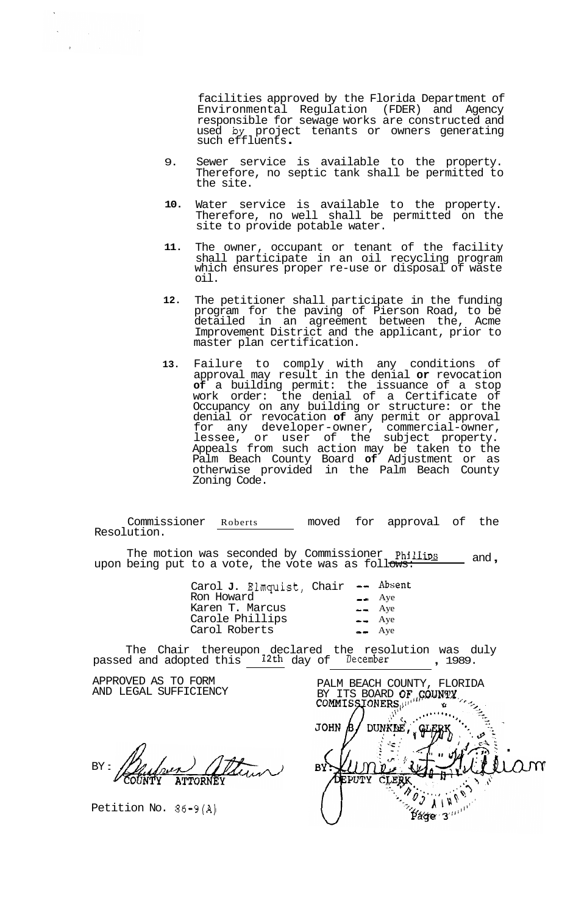facilities approved by the Florida Department of Environmental Regulation (FDER) and Agency responsible for sewage works are constructed and used by project tenants or owners generating such effluents.

9. Sewer service is available to the property. Therefore, no septic tank shall be permitted to the site.

10. Water service is available to the property. Therefore, no well shall be permitted on the site to provide potable water.

11. The owner, occupant or tenant of the facility shall participate in an oil recycling program which ensures proper re-use or disposal of waste oil.

12. The petitioner shall participate in the funding program for the paving of Pierson Road, to be detailed in an agreement between the, Acme Improvement District and the applicant, prior to master plan certification.

13. Failure to comply with any conditions of approval may result in the denial **or** revocation **of** a building permit: the issuance of a stop work order: the denial of a Certificate of Occupancy on any building or structure: or the denial or revocation **of** any permit or approval for any developer-owner, commercial-owner, lessee, or user of the subject property. Appeals from such action may be taken to the Palm Beach County Board **of** Adjustment or as otherwise provided in the Palm Beach County Zoning Code.

Commissioner Roberts moved for approval of the Resolution.

The motion was seconded by Commissioner Phillips and, upon being put to a vote, the vote was as follows:

| | | |
|---|---|---|
| Carol J. Elmquist, Chair | -- | Absent |
| Ron Howard | -- | Aye |
| Karen T. Marcus | -- | Aye |
| Carole Phillips | -- | Aye |
| Carol Roberts | -- | Aye |

The Chair thereupon declared the resolution was duly passed and adopted this 12th day of December, 1989.

APPROVED AS TO FORM AND LEGAL SUFFICIENCY

BY: COUNTY ATTORNEY

PALM BEACH COUNTY, FLORIDA BY ITS BOARD OF COUNTY COMMISSIONERS

JOHN B. DUNKLE, CLERK

BY: DEPUTY CLERK

Petition No. 86-9(A)